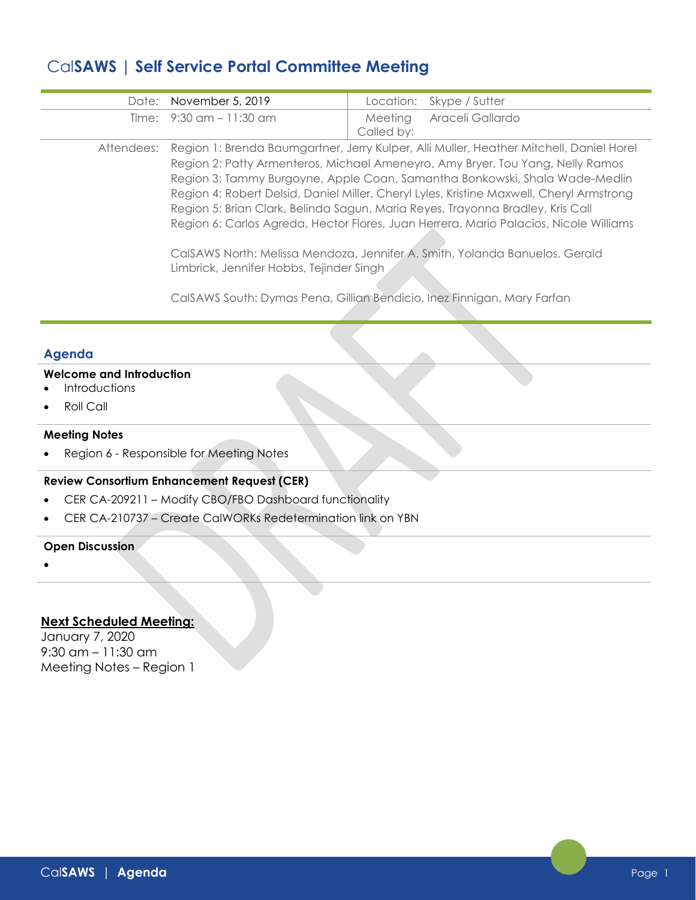# CalSAWS | Self Service Portal Committee Meeting

| | | | |
|---|---|---|---|
| Date: | November 5, 2019 | Location: | Skype / Sutter |
| Time: | 9:30 am – 11:30 am | Meeting Called by: | Araceli Gallardo |

Attendees:

Region 1: Brenda Baumgartner, Jerry Kulper, Alli Muller, Heather Mitchell, Daniel Horel
Region 2: Patty Armenteros, Michael Ameneyro, Amy Bryer, Tou Yang, Nelly Ramos
Region 3: Tammy Burgoyne, Apple Coan, Samantha Bonkowski, Shala Wade-Medlin
Region 4: Robert Delsid, Daniel Miller, Cheryl Lyles, Kristine Maxwell, Cheryl Armstrong
Region 5: Brian Clark, Belinda Sagun, Maria Reyes, Trayonna Bradley, Kris Call
Region 6: Carlos Agreda, Hector Flores, Juan Herrera, Mario Palacios, Nicole Williams

CalSAWS North: Melissa Mendoza, Jennifer A. Smith, Yolanda Banuelos, Gerald Limbrick, Jennifer Hobbs, Tejinder Singh

CalSAWS South: Dymas Pena, Gillian Bendicio, Inez Finnigan, Mary Farfan

## Agenda

### Welcome and Introduction

- Introductions
- Roll Call

### Meeting Notes

- Region 6 - Responsible for Meeting Notes

### Review Consortium Enhancement Request (CER)

- CER CA-209211 – Modify CBO/FBO Dashboard functionality
- CER CA-210737 – Create CalWORKs Redetermination link on YBN

### Open Discussion

- 

**Next Scheduled Meeting:**

January 7, 2020
9:30 am – 11:30 am
Meeting Notes – Region 1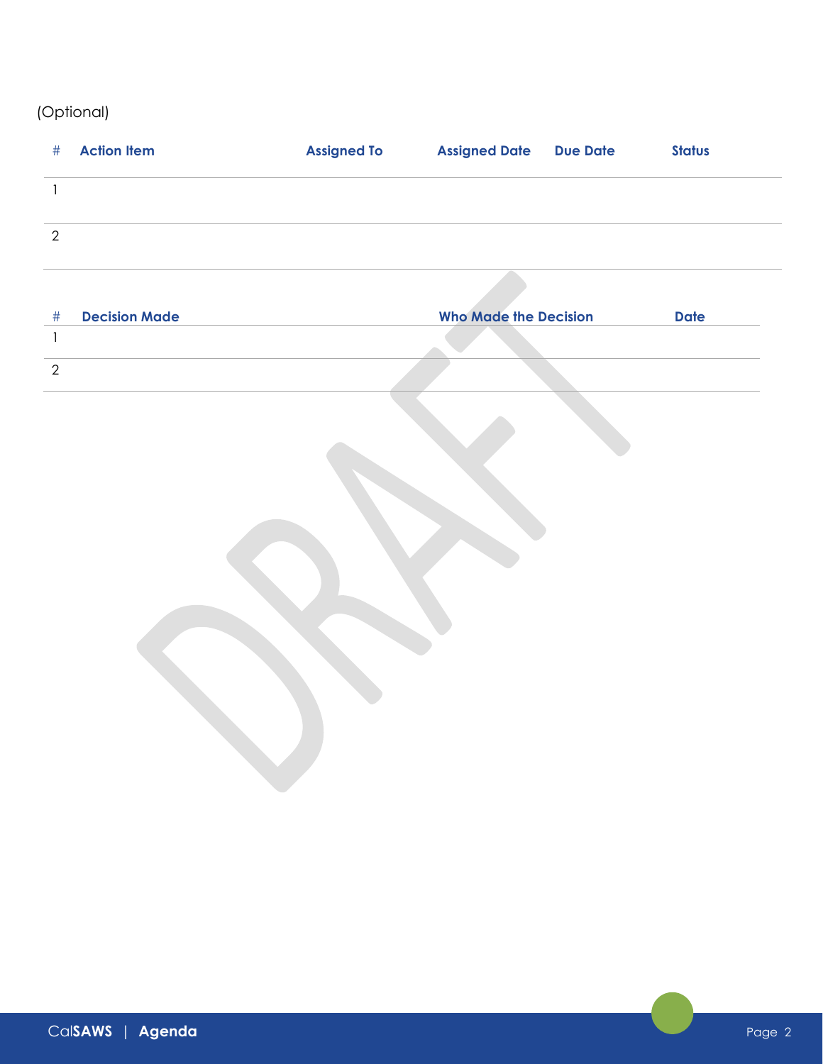(Optional)

| # | Action Item | Assigned To | Assigned Date | Due Date | Status |
|---|---|---|---|---|---|
| 1 | | | | | |
| 2 | | | | | |

| # | Decision Made | Who Made the Decision | Date |
|---|---|---|---|
| 1 | | | |
| 2 | | | |